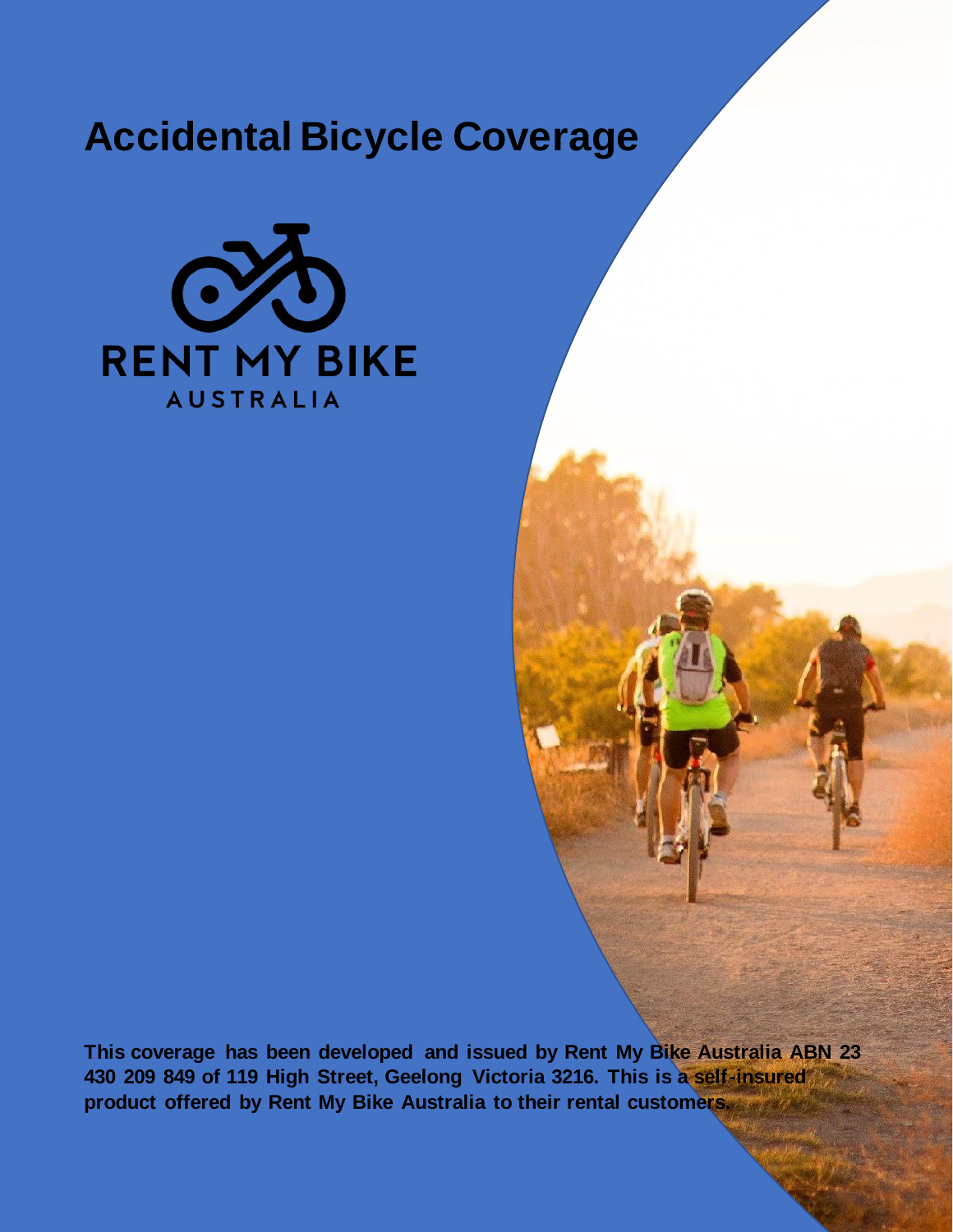# Accidental Bicycle Coverage

RENT MY BIKE
AUSTRALIA

**This coverage has been developed and issued by Rent My Bike Australia ABN 23 430 209 849 of 119 High Street, Geelong Victoria 3216. This is a self-insured product offered by Rent My Bike Australia to their rental customers.**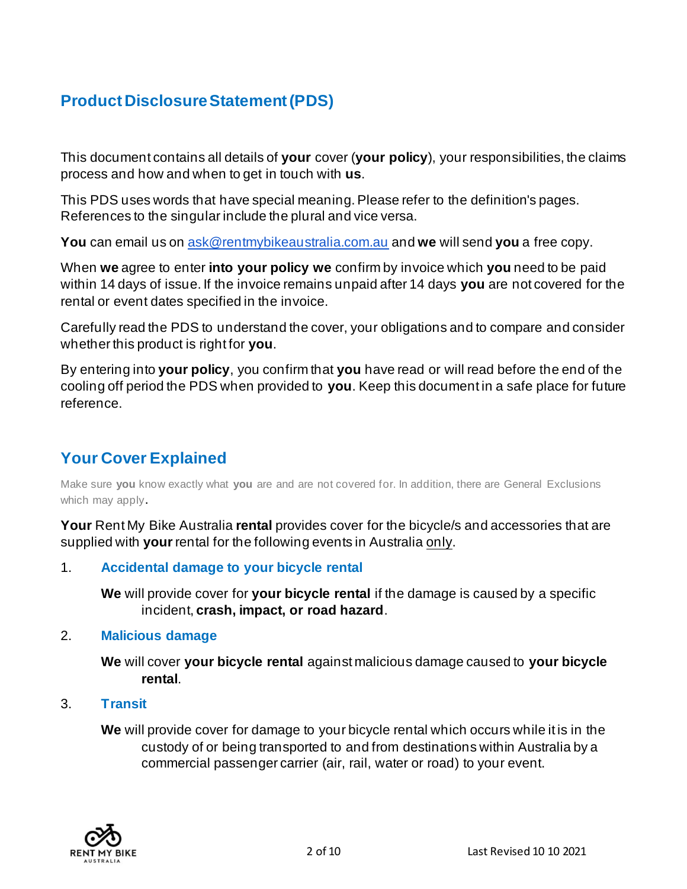## Product Disclosure Statement (PDS)

This document contains all details of **your** cover (**your policy**), your responsibilities, the claims process and how and when to get in touch with **us**.

This PDS uses words that have special meaning. Please refer to the definition's pages. References to the singular include the plural and vice versa.

**You** can email us on ask@rentmybikeaustralia.com.au and **we** will send **you** a free copy.

When **we** agree to enter **into your policy we** confirm by invoice which **you** need to be paid within 14 days of issue. If the invoice remains unpaid after 14 days **you** are not covered for the rental or event dates specified in the invoice.

Carefully read the PDS to understand the cover, your obligations and to compare and consider whether this product is right for **you**.

By entering into **your policy**, you confirm that **you** have read or will read before the end of the cooling off period the PDS when provided to **you**. Keep this document in a safe place for future reference.

## Your Cover Explained

Make sure **you** know exactly what **you** are and are not covered for. In addition, there are General Exclusions which may apply.

**Your** Rent My Bike Australia **rental** provides cover for the bicycle/s and accessories that are supplied with **your** rental for the following events in Australia only.

1. **Accidental damage to your bicycle rental**

   **We** will provide cover for **your bicycle rental** if the damage is caused by a specific incident, **crash, impact, or road hazard**.

2. **Malicious damage**

   **We** will cover **your bicycle rental** against malicious damage caused to **your bicycle rental**.

3. **Transit**

   **We** will provide cover for damage to your bicycle rental which occurs while it is in the custody of or being transported to and from destinations within Australia by a commercial passenger carrier (air, rail, water or road) to your event.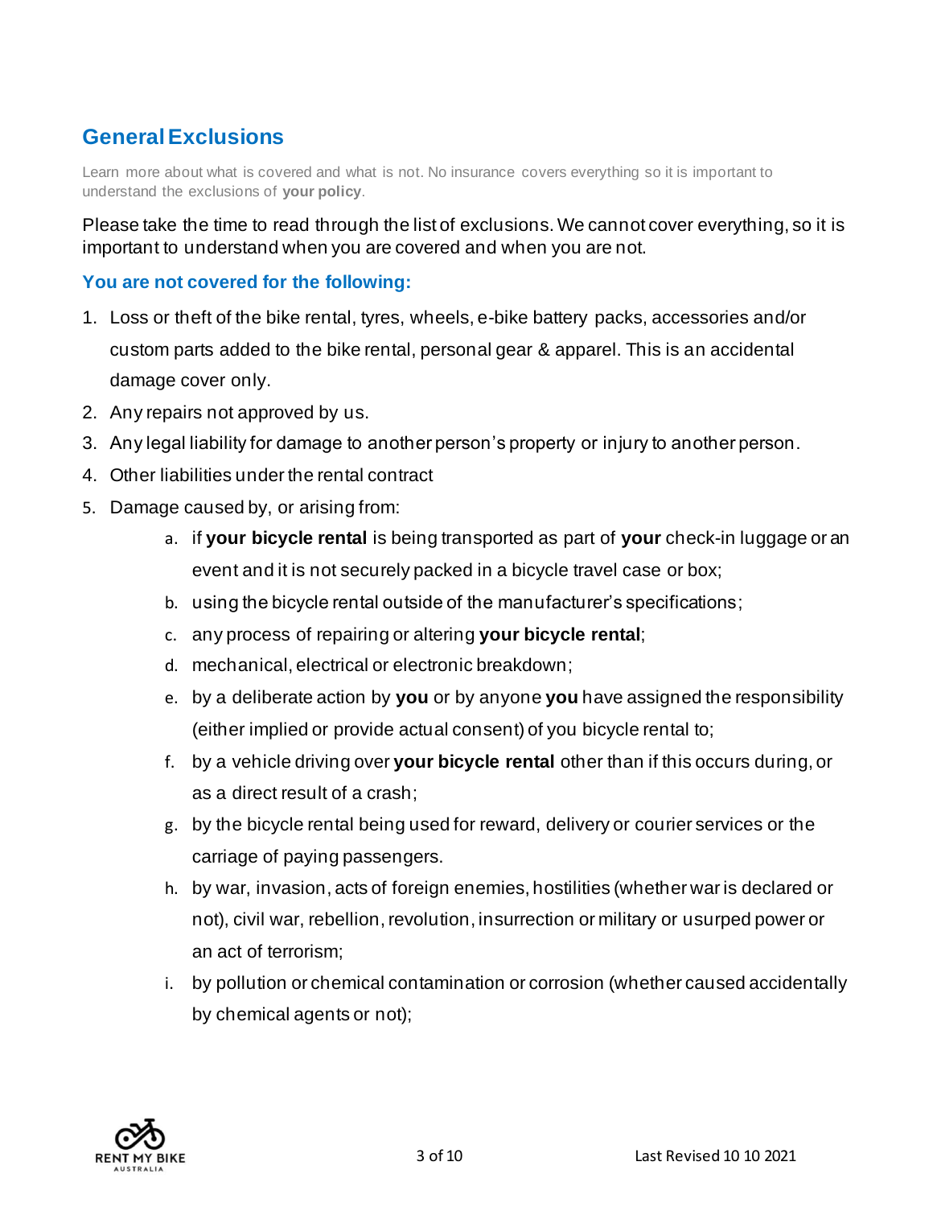## General Exclusions

Learn more about what is covered and what is not. No insurance covers everything so it is important to understand the exclusions of **your policy**.

Please take the time to read through the list of exclusions. We cannot cover everything, so it is important to understand when you are covered and when you are not.

### You are not covered for the following:

1. Loss or theft of the bike rental, tyres, wheels, e-bike battery packs, accessories and/or custom parts added to the bike rental, personal gear & apparel. This is an accidental damage cover only.
2. Any repairs not approved by us.
3. Any legal liability for damage to another person's property or injury to another person.
4. Other liabilities under the rental contract
5. Damage caused by, or arising from:
   a. if **your bicycle rental** is being transported as part of **your** check-in luggage or an event and it is not securely packed in a bicycle travel case or box;
   b. using the bicycle rental outside of the manufacturer's specifications;
   c. any process of repairing or altering **your bicycle rental**;
   d. mechanical, electrical or electronic breakdown;
   e. by a deliberate action by **you** or by anyone **you** have assigned the responsibility (either implied or provide actual consent) of you bicycle rental to;
   f. by a vehicle driving over **your bicycle rental** other than if this occurs during, or as a direct result of a crash;
   g. by the bicycle rental being used for reward, delivery or courier services or the carriage of paying passengers.
   h. by war, invasion, acts of foreign enemies, hostilities (whether war is declared or not), civil war, rebellion, revolution, insurrection or military or usurped power or an act of terrorism;
   i. by pollution or chemical contamination or corrosion (whether caused accidentally by chemical agents or not);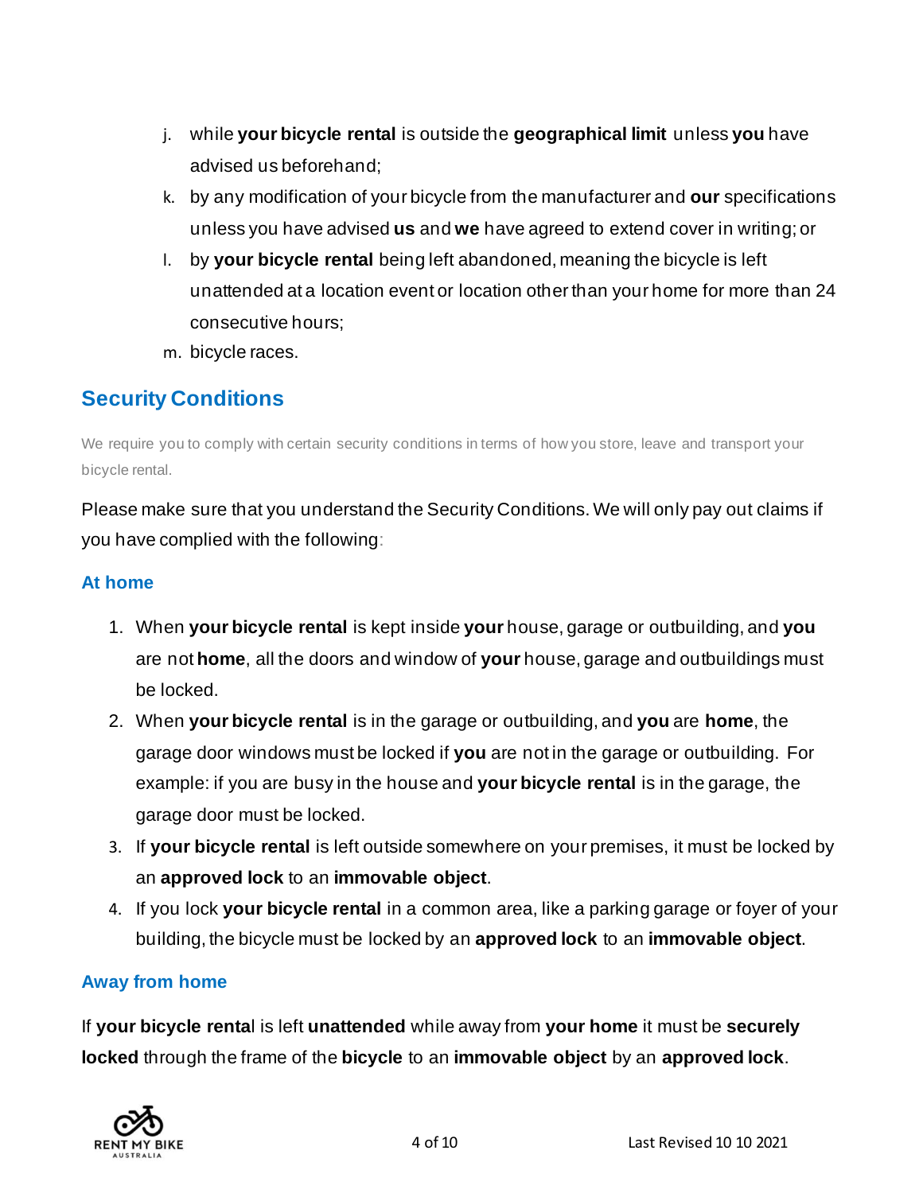j. while **your bicycle rental** is outside the **geographical limit** unless **you** have advised us beforehand;
k. by any modification of your bicycle from the manufacturer and **our** specifications unless you have advised **us** and **we** have agreed to extend cover in writing; or
l. by **your bicycle rental** being left abandoned, meaning the bicycle is left unattended at a location event or location other than your home for more than 24 consecutive hours;
m. bicycle races.

## Security Conditions

We require you to comply with certain security conditions in terms of how you store, leave and transport your bicycle rental.

Please make sure that you understand the Security Conditions. We will only pay out claims if you have complied with the following:

### At home

1. When **your bicycle rental** is kept inside **your** house, garage or outbuilding, and **you** are not **home**, all the doors and window of **your** house, garage and outbuildings must be locked.
2. When **your bicycle rental** is in the garage or outbuilding, and **you** are **home**, the garage door windows must be locked if **you** are not in the garage or outbuilding. For example: if you are busy in the house and **your bicycle rental** is in the garage, the garage door must be locked.
3. If **your bicycle rental** is left outside somewhere on your premises, it must be locked by an **approved lock** to an **immovable object**.
4. If you lock **your bicycle rental** in a common area, like a parking garage or foyer of your building, the bicycle must be locked by an **approved lock** to an **immovable object**.

### Away from home

If **your bicycle rental** is left **unattended** while away from **your home** it must be **securely locked** through the frame of the **bicycle** to an **immovable object** by an **approved lock**.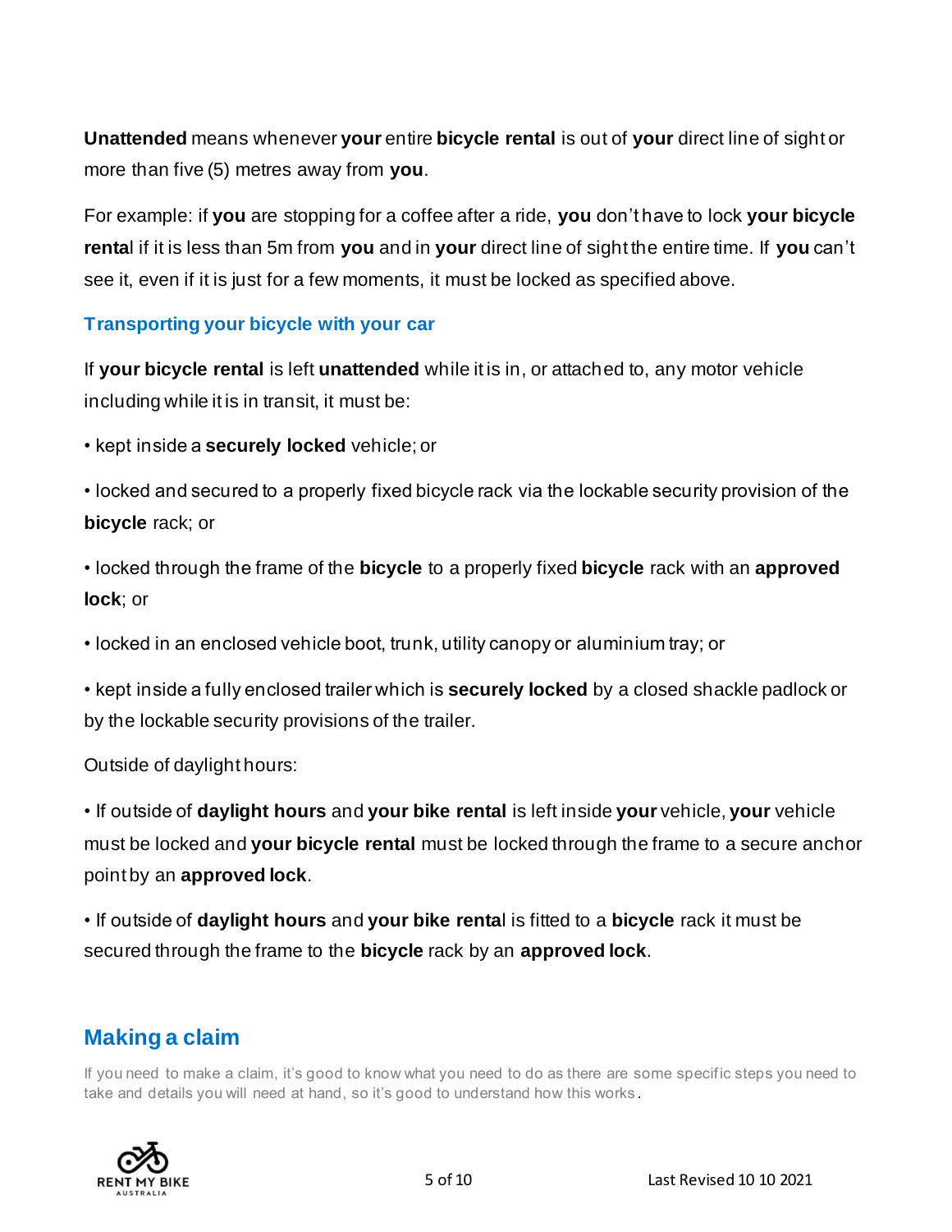**Unattended** means whenever **your** entire **bicycle rental** is out of **your** direct line of sight or more than five (5) metres away from **you**.

For example: if **you** are stopping for a coffee after a ride, **you** don't have to lock **your bicycle renta**l if it is less than 5m from **you** and in **your** direct line of sight the entire time. If **you** can't see it, even if it is just for a few moments, it must be locked as specified above.

### Transporting your bicycle with your car

If **your bicycle rental** is left **unattended** while it is in, or attached to, any motor vehicle including while it is in transit, it must be:

- kept inside a **securely locked** vehicle; or
- locked and secured to a properly fixed bicycle rack via the lockable security provision of the **bicycle** rack; or
- locked through the frame of the **bicycle** to a properly fixed **bicycle** rack with an **approved lock**; or
- locked in an enclosed vehicle boot, trunk, utility canopy or aluminium tray; or
- kept inside a fully enclosed trailer which is **securely locked** by a closed shackle padlock or by the lockable security provisions of the trailer.

Outside of daylight hours:

- If outside of **daylight hours** and **your bike rental** is left inside **your** vehicle, **your** vehicle must be locked and **your bicycle rental** must be locked through the frame to a secure anchor point by an **approved lock**.
- If outside of **daylight hours** and **your bike renta**l is fitted to a **bicycle** rack it must be secured through the frame to the **bicycle** rack by an **approved lock**.

## Making a claim

If you need to make a claim, it's good to know what you need to do as there are some specific steps you need to take and details you will need at hand, so it's good to understand how this works.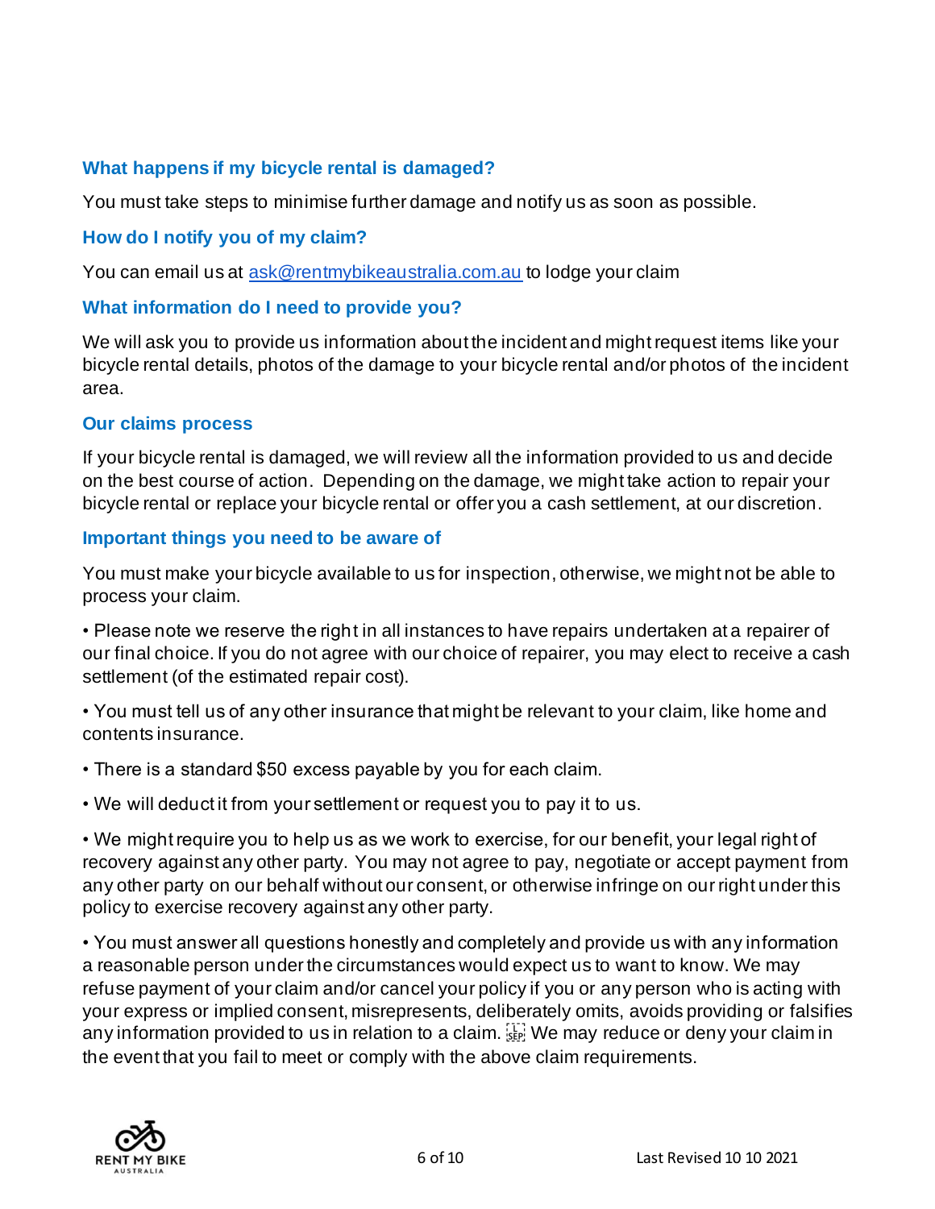### What happens if my bicycle rental is damaged?

You must take steps to minimise further damage and notify us as soon as possible.

### How do I notify you of my claim?

You can email us at [ask@rentmybikeaustralia.com.au](mailto:ask@rentmybikeaustralia.com.au) to lodge your claim

### What information do I need to provide you?

We will ask you to provide us information about the incident and might request items like your bicycle rental details, photos of the damage to your bicycle rental and/or photos of the incident area.

### Our claims process

If your bicycle rental is damaged, we will review all the information provided to us and decide on the best course of action. Depending on the damage, we might take action to repair your bicycle rental or replace your bicycle rental or offer you a cash settlement, at our discretion.

### Important things you need to be aware of

You must make your bicycle available to us for inspection, otherwise, we might not be able to process your claim.

• Please note we reserve the right in all instances to have repairs undertaken at a repairer of our final choice. If you do not agree with our choice of repairer, you may elect to receive a cash settlement (of the estimated repair cost).

• You must tell us of any other insurance that might be relevant to your claim, like home and contents insurance.

• There is a standard $50 excess payable by you for each claim.

• We will deduct it from your settlement or request you to pay it to us.

• We might require you to help us as we work to exercise, for our benefit, your legal right of recovery against any other party. You may not agree to pay, negotiate or accept payment from any other party on our behalf without our consent, or otherwise infringe on our right under this policy to exercise recovery against any other party.

• You must answer all questions honestly and completely and provide us with any information a reasonable person under the circumstances would expect us to want to know. We may refuse payment of your claim and/or cancel your policy if you or any person who is acting with your express or implied consent, misrepresents, deliberately omits, avoids providing or falsifies any information provided to us in relation to a claim. We may reduce or deny your claim in the event that you fail to meet or comply with the above claim requirements.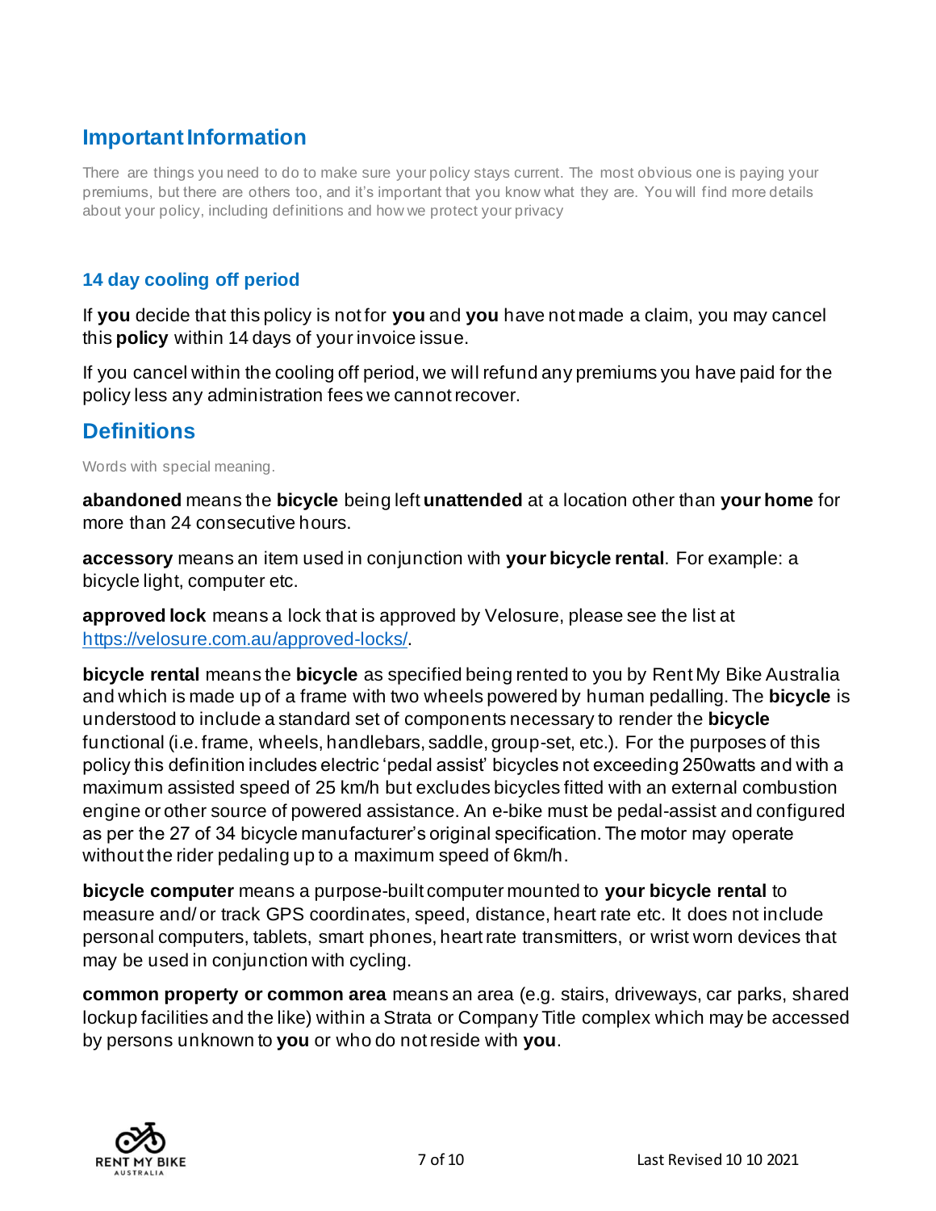## Important Information

There are things you need to do to make sure your policy stays current. The most obvious one is paying your premiums, but there are others too, and it's important that you know what they are. You will find more details about your policy, including definitions and how we protect your privacy

### 14 day cooling off period

If **you** decide that this policy is not for **you** and **you** have not made a claim, you may cancel this **policy** within 14 days of your invoice issue.

If you cancel within the cooling off period, we will refund any premiums you have paid for the policy less any administration fees we cannot recover.

## Definitions

Words with special meaning.

**abandoned** means the **bicycle** being left **unattended** at a location other than **your home** for more than 24 consecutive hours.

**accessory** means an item used in conjunction with **your bicycle rental**. For example: a bicycle light, computer etc.

**approved lock** means a lock that is approved by Velosure, please see the list at https://velosure.com.au/approved-locks/.

**bicycle rental** means the **bicycle** as specified being rented to you by Rent My Bike Australia and which is made up of a frame with two wheels powered by human pedalling. The **bicycle** is understood to include a standard set of components necessary to render the **bicycle** functional (i.e. frame, wheels, handlebars, saddle, group-set, etc.). For the purposes of this policy this definition includes electric 'pedal assist' bicycles not exceeding 250watts and with a maximum assisted speed of 25 km/h but excludes bicycles fitted with an external combustion engine or other source of powered assistance. An e-bike must be pedal-assist and configured as per the 27 of 34 bicycle manufacturer's original specification. The motor may operate without the rider pedaling up to a maximum speed of 6km/h.

**bicycle computer** means a purpose-built computer mounted to **your bicycle rental** to measure and/ or track GPS coordinates, speed, distance, heart rate etc. It does not include personal computers, tablets, smart phones, heart rate transmitters, or wrist worn devices that may be used in conjunction with cycling.

**common property or common area** means an area (e.g. stairs, driveways, car parks, shared lockup facilities and the like) within a Strata or Company Title complex which may be accessed by persons unknown to **you** or who do not reside with **you**.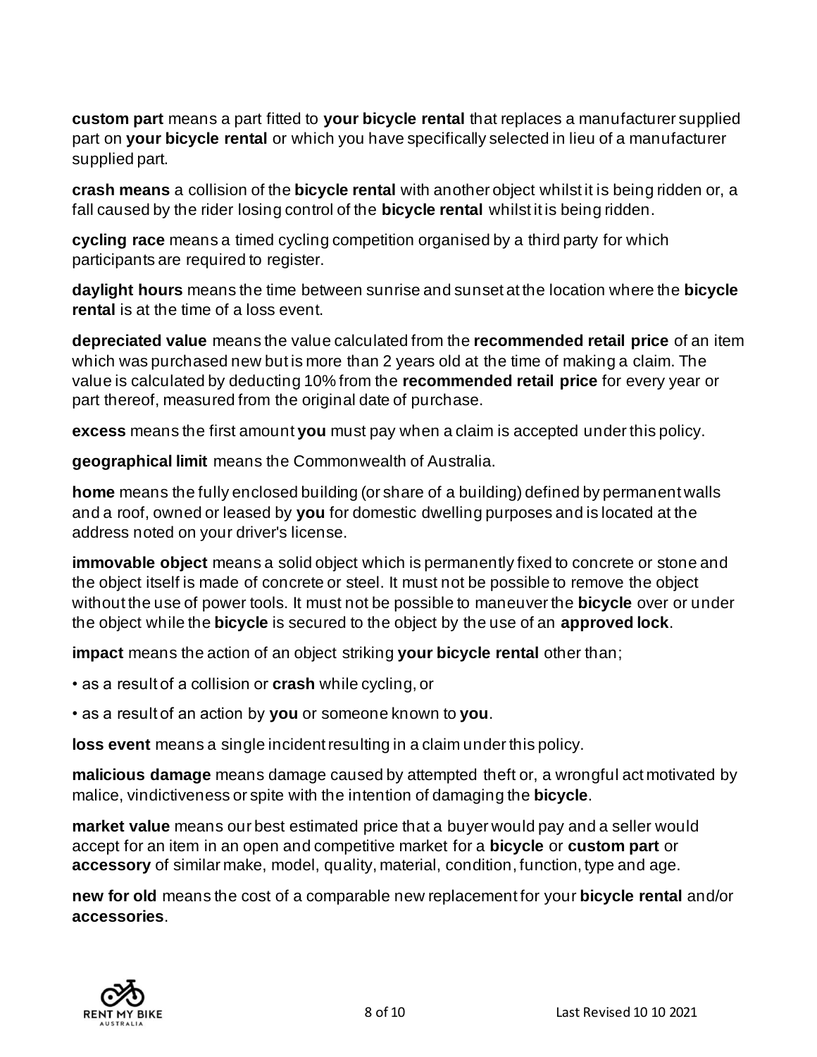**custom part** means a part fitted to **your bicycle rental** that replaces a manufacturer supplied part on **your bicycle rental** or which you have specifically selected in lieu of a manufacturer supplied part.

**crash means** a collision of the **bicycle rental** with another object whilst it is being ridden or, a fall caused by the rider losing control of the **bicycle rental** whilst it is being ridden.

**cycling race** means a timed cycling competition organised by a third party for which participants are required to register.

**daylight hours** means the time between sunrise and sunset at the location where the **bicycle rental** is at the time of a loss event.

**depreciated value** means the value calculated from the **recommended retail price** of an item which was purchased new but is more than 2 years old at the time of making a claim. The value is calculated by deducting 10% from the **recommended retail price** for every year or part thereof, measured from the original date of purchase.

**excess** means the first amount **you** must pay when a claim is accepted under this policy.

**geographical limit** means the Commonwealth of Australia.

**home** means the fully enclosed building (or share of a building) defined by permanent walls and a roof, owned or leased by **you** for domestic dwelling purposes and is located at the address noted on your driver's license.

**immovable object** means a solid object which is permanently fixed to concrete or stone and the object itself is made of concrete or steel. It must not be possible to remove the object without the use of power tools. It must not be possible to maneuver the **bicycle** over or under the object while the **bicycle** is secured to the object by the use of an **approved lock**.

**impact** means the action of an object striking **your bicycle rental** other than;

- as a result of a collision or **crash** while cycling, or
- as a result of an action by **you** or someone known to **you**.

**loss event** means a single incident resulting in a claim under this policy.

**malicious damage** means damage caused by attempted theft or, a wrongful act motivated by malice, vindictiveness or spite with the intention of damaging the **bicycle**.

**market value** means our best estimated price that a buyer would pay and a seller would accept for an item in an open and competitive market for a **bicycle** or **custom part** or **accessory** of similar make, model, quality, material, condition, function, type and age.

**new for old** means the cost of a comparable new replacement for your **bicycle rental** and/or **accessories**.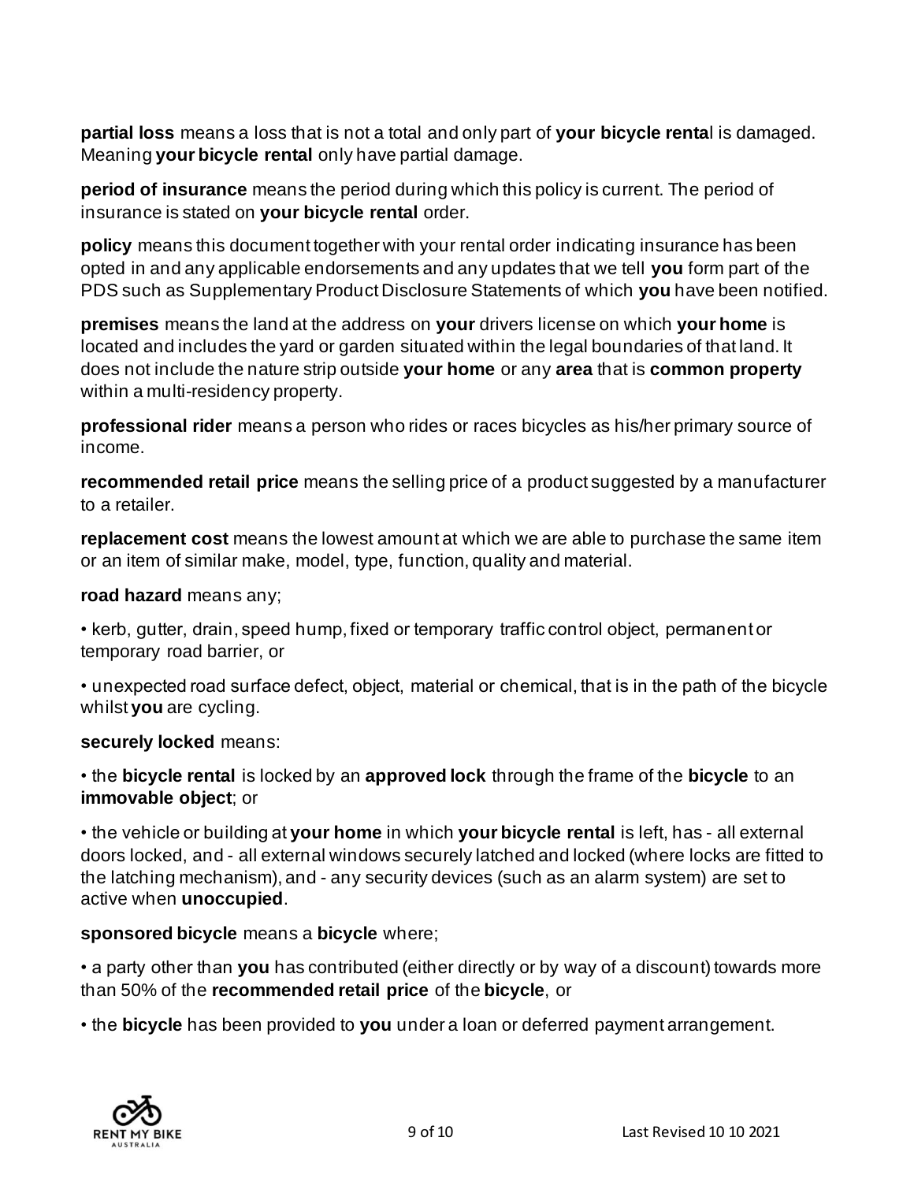**partial loss** means a loss that is not a total and only part of **your bicycle renta**l is damaged. Meaning **your bicycle rental** only have partial damage.

**period of insurance** means the period during which this policy is current. The period of insurance is stated on **your bicycle rental** order.

**policy** means this document together with your rental order indicating insurance has been opted in and any applicable endorsements and any updates that we tell **you** form part of the PDS such as Supplementary Product Disclosure Statements of which **you** have been notified.

**premises** means the land at the address on **your** drivers license on which **your home** is located and includes the yard or garden situated within the legal boundaries of that land. It does not include the nature strip outside **your home** or any **area** that is **common property** within a multi-residency property.

**professional rider** means a person who rides or races bicycles as his/her primary source of income.

**recommended retail price** means the selling price of a product suggested by a manufacturer to a retailer.

**replacement cost** means the lowest amount at which we are able to purchase the same item or an item of similar make, model, type, function, quality and material.

**road hazard** means any;

• kerb, gutter, drain, speed hump, fixed or temporary traffic control object, permanent or temporary road barrier, or

• unexpected road surface defect, object, material or chemical, that is in the path of the bicycle whilst **you** are cycling.

**securely locked** means:

• the **bicycle rental** is locked by an **approved lock** through the frame of the **bicycle** to an **immovable object**; or

• the vehicle or building at **your home** in which **your bicycle rental** is left, has - all external doors locked, and - all external windows securely latched and locked (where locks are fitted to the latching mechanism), and - any security devices (such as an alarm system) are set to active when **unoccupied**.

**sponsored bicycle** means a **bicycle** where;

• a party other than **you** has contributed (either directly or by way of a discount) towards more than 50% of the **recommended retail price** of the **bicycle**, or

• the **bicycle** has been provided to **you** under a loan or deferred payment arrangement.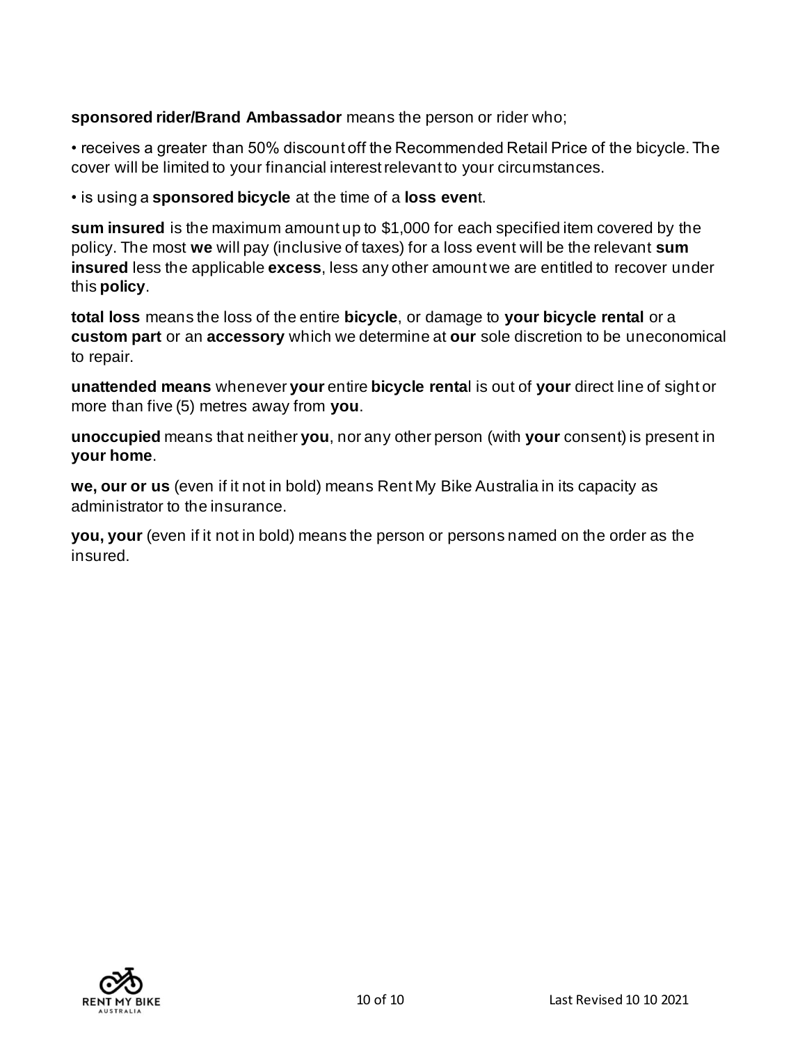**sponsored rider/Brand Ambassador** means the person or rider who;

• receives a greater than 50% discount off the Recommended Retail Price of the bicycle. The cover will be limited to your financial interest relevant to your circumstances.

• is using a **sponsored bicycle** at the time of a **loss even**t.

**sum insured** is the maximum amount up to $1,000 for each specified item covered by the policy. The most **we** will pay (inclusive of taxes) for a loss event will be the relevant **sum insured** less the applicable **excess**, less any other amount we are entitled to recover under this **policy**.

**total loss** means the loss of the entire **bicycle**, or damage to **your bicycle rental** or a **custom part** or an **accessory** which we determine at **our** sole discretion to be uneconomical to repair.

**unattended means** whenever **your** entire **bicycle renta**l is out of **your** direct line of sight or more than five (5) metres away from **you**.

**unoccupied** means that neither **you**, nor any other person (with **your** consent) is present in **your home**.

**we, our or us** (even if it not in bold) means Rent My Bike Australia in its capacity as administrator to the insurance.

**you, your** (even if it not in bold) means the person or persons named on the order as the insured.